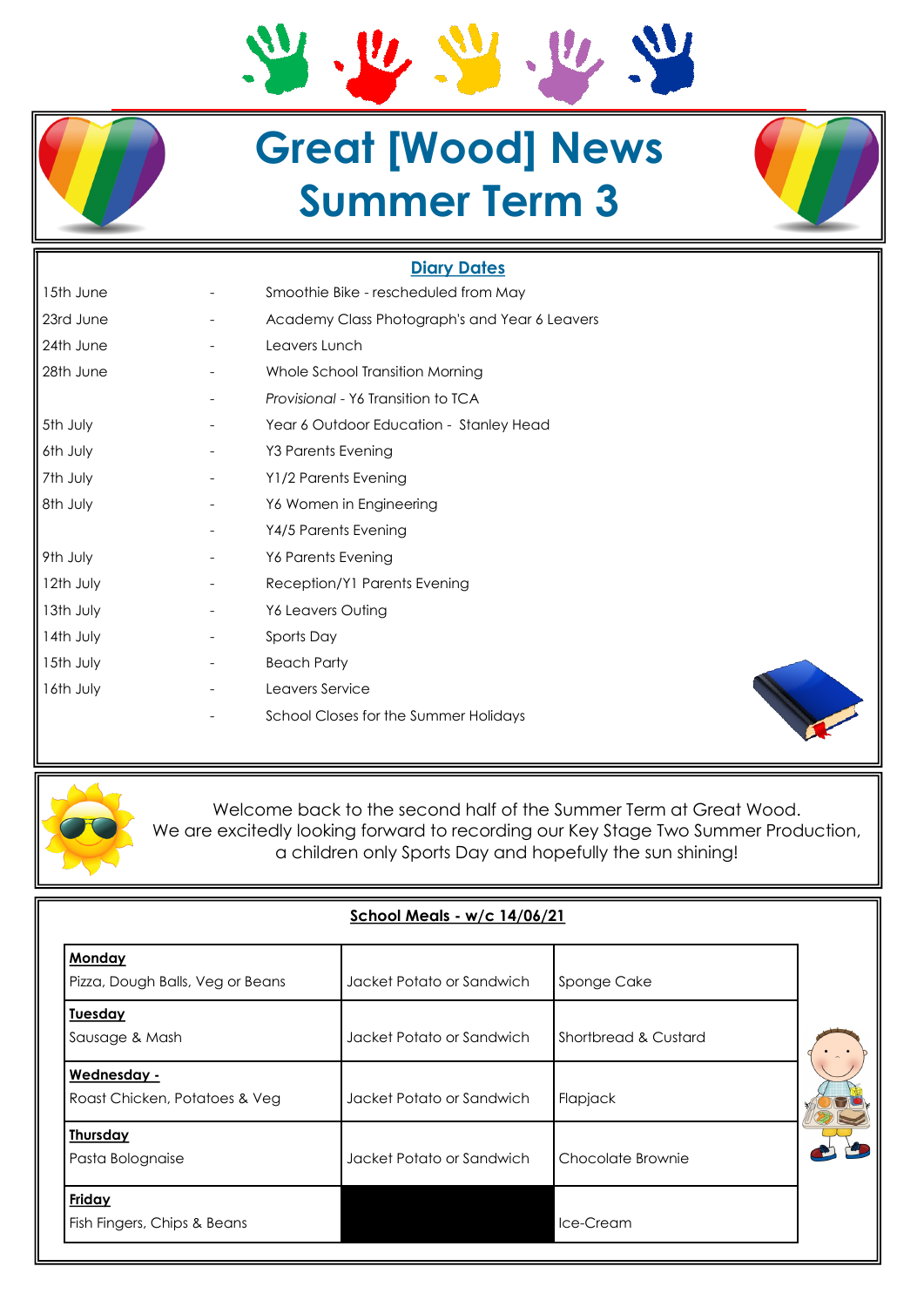# Great [Wood] News
## Summer Term 3

### Diary Dates

| | | |
|---|---|---|
| 15th June | - | Smoothie Bike - rescheduled from May |
| 23rd June | - | Academy Class Photograph's and Year 6 Leavers |
| 24th June | - | Leavers Lunch |
| 28th June | - | Whole School Transition Morning |
| | - | *Provisional* - Y6 Transition to TCA |
| 5th July | - | Year 6 Outdoor Education - Stanley Head |
| 6th July | - | Y3 Parents Evening |
| 7th July | - | Y1/2 Parents Evening |
| 8th July | - | Y6 Women in Engineering |
| | - | Y4/5 Parents Evening |
| 9th July | - | Y6 Parents Evening |
| 12th July | - | Reception/Y1 Parents Evening |
| 13th July | - | Y6 Leavers Outing |
| 14th July | - | Sports Day |
| 15th July | - | Beach Party |
| 16th July | - | Leavers Service |
| | - | School Closes for the Summer Holidays |

Welcome back to the second half of the Summer Term at Great Wood. We are excitedly looking forward to recording our Key Stage Two Summer Production, a children only Sports Day and hopefully the sun shining!

### School Meals - w/c 14/06/21

| | | |
|---|---|---|
| **Monday** Pizza, Dough Balls, Veg or Beans | Jacket Potato or Sandwich | Sponge Cake |
| **Tuesday** Sausage & Mash | Jacket Potato or Sandwich | Shortbread & Custard |
| **Wednesday -** Roast Chicken, Potatoes & Veg | Jacket Potato or Sandwich | Flapjack |
| **Thursday** Pasta Bolognaise | Jacket Potato or Sandwich | Chocolate Brownie |
| **Friday** Fish Fingers, Chips & Beans | | Ice-Cream |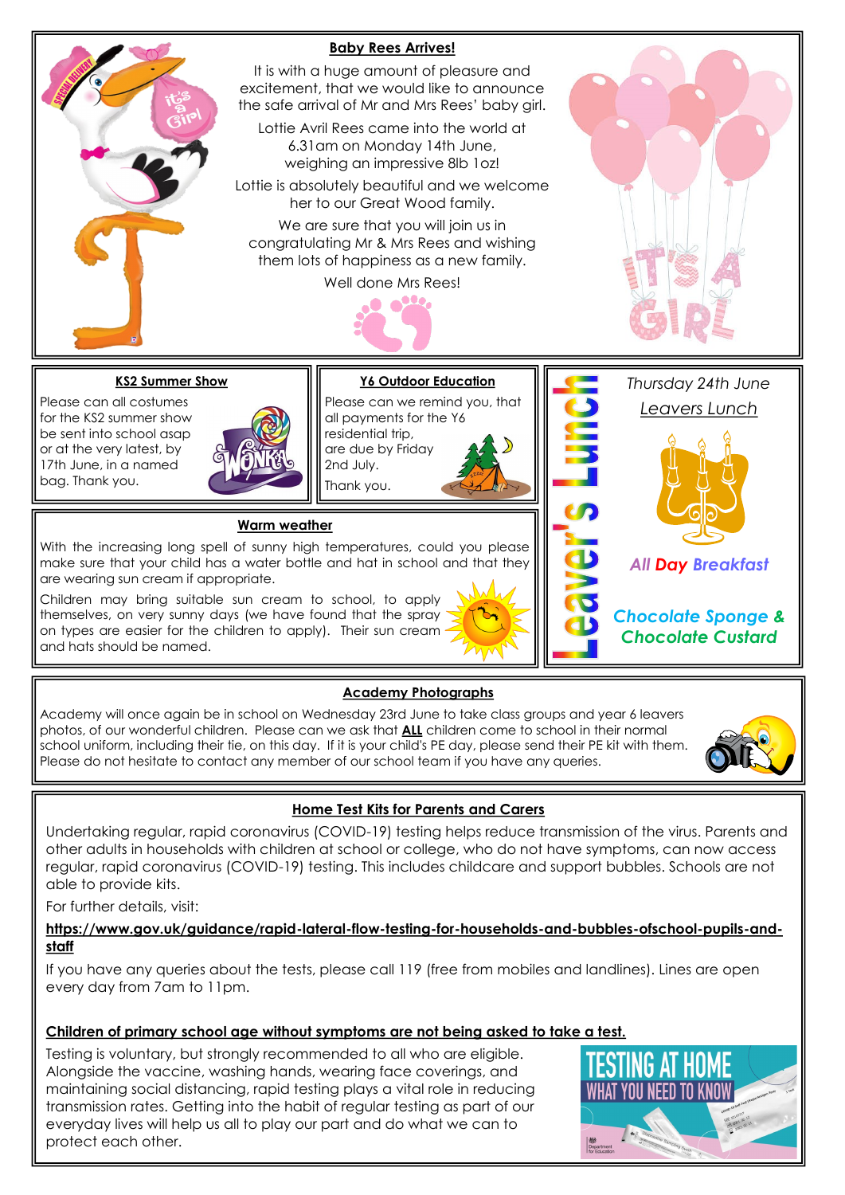## Baby Rees Arrives!

It is with a huge amount of pleasure and excitement, that we would like to announce the safe arrival of Mr and Mrs Rees' baby girl.

Lottie Avril Rees came into the world at 6.31am on Monday 14th June, weighing an impressive 8lb 1oz!

Lottie is absolutely beautiful and we welcome her to our Great Wood family.

We are sure that you will join us in congratulating Mr & Mrs Rees and wishing them lots of happiness as a new family.

Well done Mrs Rees!

## KS2 Summer Show

Please can all costumes for the KS2 summer show be sent into school asap or at the very latest, by 17th June, in a named bag. Thank you.

## Y6 Outdoor Education

Please can we remind you, that all payments for the Y6 residential trip, are due by Friday 2nd July.

Thank you.

## Leaver's Lunch

*Thursday 24th June*

*Leavers Lunch*

*All Day Breakfast*

*Chocolate Sponge & Chocolate Custard*

## Warm weather

With the increasing long spell of sunny high temperatures, could you please make sure that your child has a water bottle and hat in school and that they are wearing sun cream if appropriate.

Children may bring suitable sun cream to school, to apply themselves, on very sunny days (we have found that the spray on types are easier for the children to apply). Their sun cream and hats should be named.

## Academy Photographs

Academy will once again be in school on Wednesday 23rd June to take class groups and year 6 leavers photos, of our wonderful children. Please can we ask that **ALL** children come to school in their normal school uniform, including their tie, on this day. If it is your child's PE day, please send their PE kit with them. Please do not hesitate to contact any member of our school team if you have any queries.

## Home Test Kits for Parents and Carers

Undertaking regular, rapid coronavirus (COVID-19) testing helps reduce transmission of the virus. Parents and other adults in households with children at school or college, who do not have symptoms, can now access regular, rapid coronavirus (COVID-19) testing. This includes childcare and support bubbles. Schools are not able to provide kits.

For further details, visit:

**https://www.gov.uk/guidance/rapid-lateral-flow-testing-for-households-and-bubbles-ofschool-pupils-and-staff**

If you have any queries about the tests, please call 119 (free from mobiles and landlines). Lines are open every day from 7am to 11pm.

**Children of primary school age without symptoms are not being asked to take a test.**

Testing is voluntary, but strongly recommended to all who are eligible. Alongside the vaccine, washing hands, wearing face coverings, and maintaining social distancing, rapid testing plays a vital role in reducing transmission rates. Getting into the habit of regular testing as part of our everyday lives will help us all to play our part and do what we can to protect each other.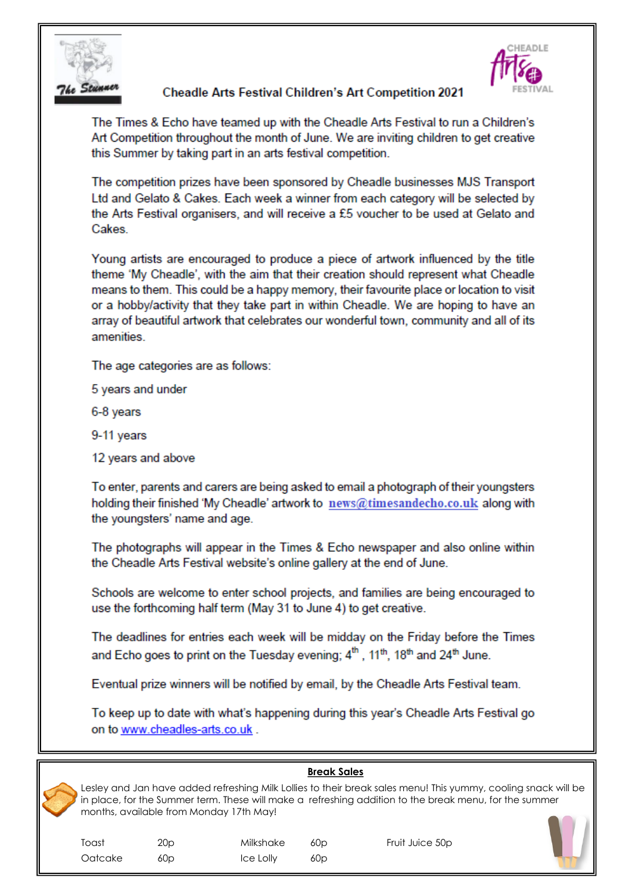## Cheadle Arts Festival Children's Art Competition 2021

The Times & Echo have teamed up with the Cheadle Arts Festival to run a Children's Art Competition throughout the month of June. We are inviting children to get creative this Summer by taking part in an arts festival competition.

The competition prizes have been sponsored by Cheadle businesses MJS Transport Ltd and Gelato & Cakes. Each week a winner from each category will be selected by the Arts Festival organisers, and will receive a £5 voucher to be used at Gelato and Cakes.

Young artists are encouraged to produce a piece of artwork influenced by the title theme 'My Cheadle', with the aim that their creation should represent what Cheadle means to them. This could be a happy memory, their favourite place or location to visit or a hobby/activity that they take part in within Cheadle. We are hoping to have an array of beautiful artwork that celebrates our wonderful town, community and all of its amenities.

The age categories are as follows:

5 years and under

6-8 years

9-11 years

12 years and above

To enter, parents and carers are being asked to email a photograph of their youngsters holding their finished 'My Cheadle' artwork to **news@timesandecho.co.uk** along with the youngsters' name and age.

The photographs will appear in the Times & Echo newspaper and also online within the Cheadle Arts Festival website's online gallery at the end of June.

Schools are welcome to enter school projects, and families are being encouraged to use the forthcoming half term (May 31 to June 4) to get creative.

The deadlines for entries each week will be midday on the Friday before the Times and Echo goes to print on the Tuesday evening; 4th , 11th, 18th and 24th June.

Eventual prize winners will be notified by email, by the Cheadle Arts Festival team.

To keep up to date with what's happening during this year's Cheadle Arts Festival go on to www.cheadles-arts.co.uk .

## Break Sales

Lesley and Jan have added refreshing Milk Lollies to their break sales menu! This yummy, cooling snack will be in place, for the Summer term. These will make a refreshing addition to the break menu, for the summer months, available from Monday 17th May!

| | | | | |
|---|---|---|---|---|
| Toast | 20p | Milkshake | 60p | Fruit Juice 50p |
| Oatcake | 60p | Ice Lolly | 60p | |